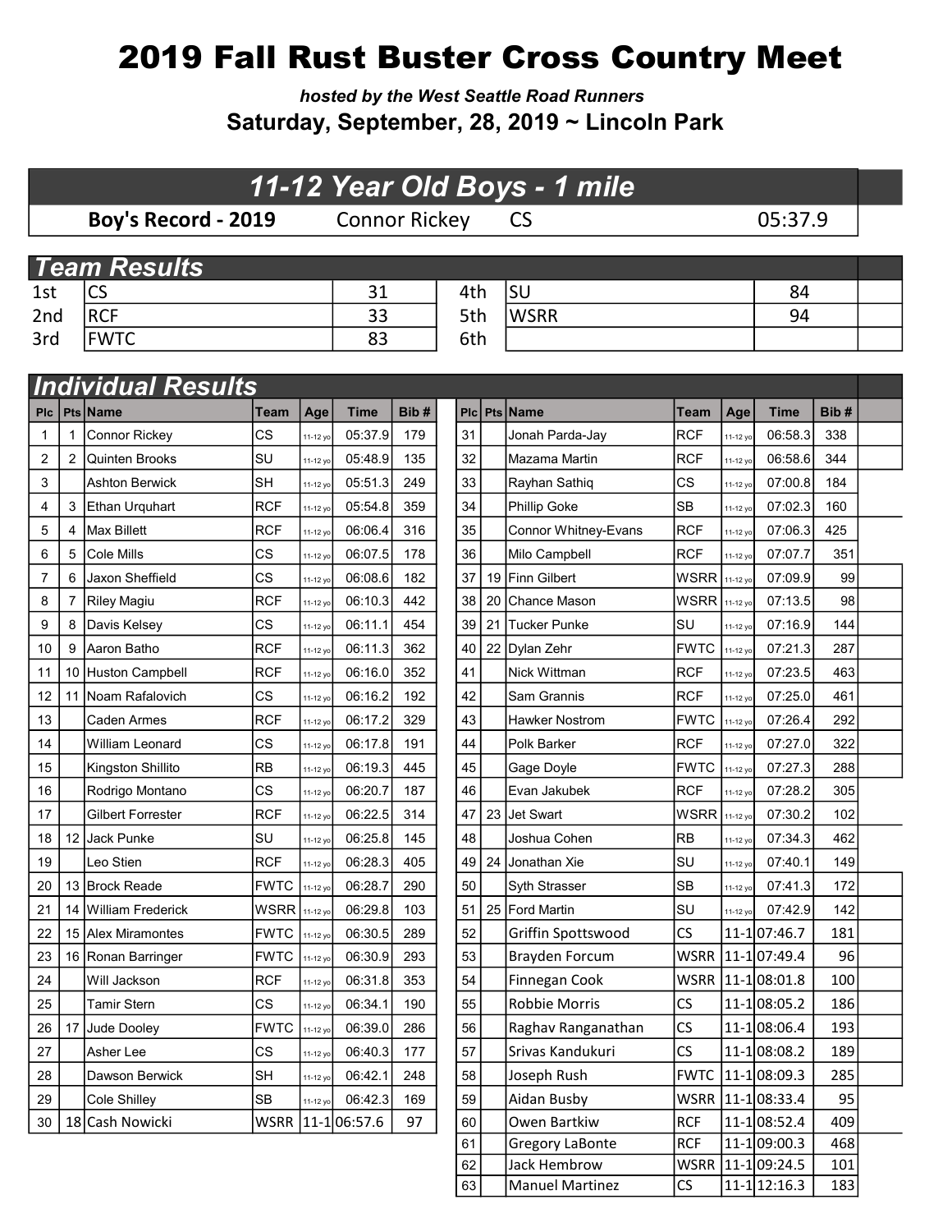# 2019 Fall Rust Buster Cross Country Meet

***hosted by the West Seattle Road Runners***

**Saturday, September, 28, 2019 ~ Lincoln Park**

## *11-12 Year Old Boys - 1 mile*

| **Boy's Record - 2019** | Connor Rickey | CS | 05:37.9 |
|---|---|---|---|

## *Team Results*

| Place | Team | Score | Place | Team | Score |
|---|---|---|---|---|---|
| 1st | CS | 31 | 4th | SU | 84 |
| 2nd | RCF | 33 | 5th | WSRR | 94 |
| 3rd | FWTC | 83 | 6th | | |

## *Individual Results*

| Plc | Pts | Name | Team | Age | Time | Bib # |
|---|---|---|---|---|---|---|
| 1 | 1 | Connor Rickey | CS | 11-12 yo | 05:37.9 | 179 |
| 2 | 2 | Quinten Brooks | SU | 11-12 yo | 05:48.9 | 135 |
| 3 | | Ashton Berwick | SH | 11-12 yo | 05:51.3 | 249 |
| 4 | 3 | Ethan Urquhart | RCF | 11-12 yo | 05:54.8 | 359 |
| 5 | 4 | Max Billett | RCF | 11-12 yo | 06:06.4 | 316 |
| 6 | 5 | Cole Mills | CS | 11-12 yo | 06:07.5 | 178 |
| 7 | 6 | Jaxon Sheffield | CS | 11-12 yo | 06:08.6 | 182 |
| 8 | 7 | Riley Magiu | RCF | 11-12 yo | 06:10.3 | 442 |
| 9 | 8 | Davis Kelsey | CS | 11-12 yo | 06:11.1 | 454 |
| 10 | 9 | Aaron Batho | RCF | 11-12 yo | 06:11.3 | 362 |
| 11 | 10 | Huston Campbell | RCF | 11-12 yo | 06:16.0 | 352 |
| 12 | 11 | Noam Rafalovich | CS | 11-12 yo | 06:16.2 | 192 |
| 13 | | Caden Armes | RCF | 11-12 yo | 06:17.2 | 329 |
| 14 | | William Leonard | CS | 11-12 yo | 06:17.8 | 191 |
| 15 | | Kingston Shillito | RB | 11-12 yo | 06:19.3 | 445 |
| 16 | | Rodrigo Montano | CS | 11-12 yo | 06:20.7 | 187 |
| 17 | | Gilbert Forrester | RCF | 11-12 yo | 06:22.5 | 314 |
| 18 | 12 | Jack Punke | SU | 11-12 yo | 06:25.8 | 145 |
| 19 | | Leo Stien | RCF | 11-12 yo | 06:28.3 | 405 |
| 20 | 13 | Brock Reade | FWTC | 11-12 yo | 06:28.7 | 290 |
| 21 | 14 | William Frederick | WSRR | 11-12 yo | 06:29.8 | 103 |
| 22 | 15 | Alex Miramontes | FWTC | 11-12 yo | 06:30.5 | 289 |
| 23 | 16 | Ronan Barringer | FWTC | 11-12 yo | 06:30.9 | 293 |
| 24 | | Will Jackson | RCF | 11-12 yo | 06:31.8 | 353 |
| 25 | | Tamir Stern | CS | 11-12 yo | 06:34.1 | 190 |
| 26 | 17 | Jude Dooley | FWTC | 11-12 yo | 06:39.0 | 286 |
| 27 | | Asher Lee | CS | 11-12 yo | 06:40.3 | 177 |
| 28 | | Dawson Berwick | SH | 11-12 yo | 06:42.1 | 248 |
| 29 | | Cole Shilley | SB | 11-12 yo | 06:42.3 | 169 |
| 30 | 18 | Cash Nowicki | WSRR | 11-1 | 06:57.6 | 97 |
| 31 | | Jonah Parda-Jay | RCF | 11-12 yo | 06:58.3 | 338 |
| 32 | | Mazama Martin | RCF | 11-12 yo | 06:58.6 | 344 |
| 33 | | Rayhan Sathiq | CS | 11-12 yo | 07:00.8 | 184 |
| 34 | | Phillip Goke | SB | 11-12 yo | 07:02.3 | 160 |
| 35 | | Connor Whitney-Evans | RCF | 11-12 yo | 07:06.3 | 425 |
| 36 | | Milo Campbell | RCF | 11-12 yo | 07:07.7 | 351 |
| 37 | 19 | Finn Gilbert | WSRR | 11-12 yo | 07:09.9 | 99 |
| 38 | 20 | Chance Mason | WSRR | 11-12 yo | 07:13.5 | 98 |
| 39 | 21 | Tucker Punke | SU | 11-12 yo | 07:16.9 | 144 |
| 40 | 22 | Dylan Zehr | FWTC | 11-12 yo | 07:21.3 | 287 |
| 41 | | Nick Wittman | RCF | 11-12 yo | 07:23.5 | 463 |
| 42 | | Sam Grannis | RCF | 11-12 yo | 07:25.0 | 461 |
| 43 | | Hawker Nostrom | FWTC | 11-12 yo | 07:26.4 | 292 |
| 44 | | Polk Barker | RCF | 11-12 yo | 07:27.0 | 322 |
| 45 | | Gage Doyle | FWTC | 11-12 yo | 07:27.3 | 288 |
| 46 | | Evan Jakubek | RCF | 11-12 yo | 07:28.2 | 305 |
| 47 | 23 | Jet Swart | WSRR | 11-12 yo | 07:30.2 | 102 |
| 48 | | Joshua Cohen | RB | 11-12 yo | 07:34.3 | 462 |
| 49 | 24 | Jonathan Xie | SU | 11-12 yo | 07:40.1 | 149 |
| 50 | | Syth Strasser | SB | 11-12 yo | 07:41.3 | 172 |
| 51 | 25 | Ford Martin | SU | 11-12 yo | 07:42.9 | 142 |
| 52 | | Griffin Spottswood | CS | 11-1 | 07:46.7 | 181 |
| 53 | | Brayden Forcum | WSRR | 11-1 | 07:49.4 | 96 |
| 54 | | Finnegan Cook | WSRR | 11-1 | 08:01.8 | 100 |
| 55 | | Robbie Morris | CS | 11-1 | 08:05.2 | 186 |
| 56 | | Raghav Ranganathan | CS | 11-1 | 08:06.4 | 193 |
| 57 | | Srivas Kandukuri | CS | 11-1 | 08:08.2 | 189 |
| 58 | | Joseph Rush | FWTC | 11-1 | 08:09.3 | 285 |
| 59 | | Aidan Busby | WSRR | 11-1 | 08:33.4 | 95 |
| 60 | | Owen Bartkiw | RCF | 11-1 | 08:52.4 | 409 |
| 61 | | Gregory LaBonte | RCF | 11-1 | 09:00.3 | 468 |
| 62 | | Jack Hembrow | WSRR | 11-1 | 09:24.5 | 101 |
| 63 | | Manuel Martinez | CS | 11-1 | 12:16.3 | 183 |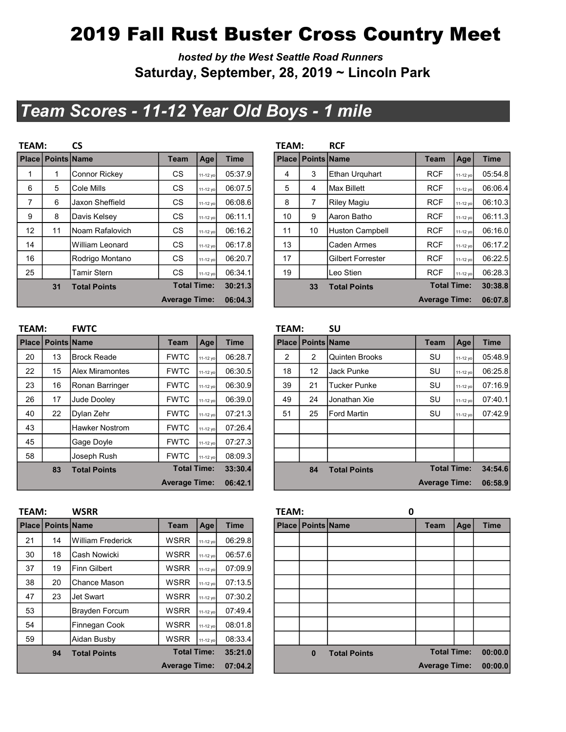# 2019 Fall Rust Buster Cross Country Meet

***hosted by the West Seattle Road Runners***

**Saturday, September, 28, 2019 ~ Lincoln Park**

## *Team Scores - 11-12 Year Old Boys - 1 mile*

**TEAM: CS**

| Place | Points | Name | Team | Age | Time |
|---|---|---|---|---|---|
| 1 | 1 | Connor Rickey | CS | 11-12 yo | 05:37.9 |
| 6 | 5 | Cole Mills | CS | 11-12 yo | 06:07.5 |
| 7 | 6 | Jaxon Sheffield | CS | 11-12 yo | 06:08.6 |
| 9 | 8 | Davis Kelsey | CS | 11-12 yo | 06:11.1 |
| 12 | 11 | Noam Rafalovich | CS | 11-12 yo | 06:16.2 |
| 14 | | William Leonard | CS | 11-12 yo | 06:17.8 |
| 16 | | Rodrigo Montano | CS | 11-12 yo | 06:20.7 |
| 25 | | Tamir Stern | CS | 11-12 yo | 06:34.1 |
| | **31** | **Total Points** | **Total Time:** | | **30:21.3** |
| | | | **Average Time:** | | **06:04.3** |

**TEAM: RCF**

| Place | Points | Name | Team | Age | Time |
|---|---|---|---|---|---|
| 4 | 3 | Ethan Urquhart | RCF | 11-12 yo | 05:54.8 |
| 5 | 4 | Max Billett | RCF | 11-12 yo | 06:06.4 |
| 8 | 7 | Riley Magiu | RCF | 11-12 yo | 06:10.3 |
| 10 | 9 | Aaron Batho | RCF | 11-12 yo | 06:11.3 |
| 11 | 10 | Huston Campbell | RCF | 11-12 yo | 06:16.0 |
| 13 | | Caden Armes | RCF | 11-12 yo | 06:17.2 |
| 17 | | Gilbert Forrester | RCF | 11-12 yo | 06:22.5 |
| 19 | | Leo Stien | RCF | 11-12 yo | 06:28.3 |
| | **33** | **Total Points** | **Total Time:** | | **30:38.8** |
| | | | **Average Time:** | | **06:07.8** |

**TEAM: FWTC**

| Place | Points | Name | Team | Age | Time |
|---|---|---|---|---|---|
| 20 | 13 | Brock Reade | FWTC | 11-12 yo | 06:28.7 |
| 22 | 15 | Alex Miramontes | FWTC | 11-12 yo | 06:30.5 |
| 23 | 16 | Ronan Barringer | FWTC | 11-12 yo | 06:30.9 |
| 26 | 17 | Jude Dooley | FWTC | 11-12 yo | 06:39.0 |
| 40 | 22 | Dylan Zehr | FWTC | 11-12 yo | 07:21.3 |
| 43 | | Hawker Nostrom | FWTC | 11-12 yo | 07:26.4 |
| 45 | | Gage Doyle | FWTC | 11-12 yo | 07:27.3 |
| 58 | | Joseph Rush | FWTC | 11-12 yo | 08:09.3 |
| | **83** | **Total Points** | **Total Time:** | | **33:30.4** |
| | | | **Average Time:** | | **06:42.1** |

**TEAM: SU**

| Place | Points | Name | Team | Age | Time |
|---|---|---|---|---|---|
| 2 | 2 | Quinten Brooks | SU | 11-12 yo | 05:48.9 |
| 18 | 12 | Jack Punke | SU | 11-12 yo | 06:25.8 |
| 39 | 21 | Tucker Punke | SU | 11-12 yo | 07:16.9 |
| 49 | 24 | Jonathan Xie | SU | 11-12 yo | 07:40.1 |
| 51 | 25 | Ford Martin | SU | 11-12 yo | 07:42.9 |
| | | | | | |
| | | | | | |
| | | | | | |
| | **84** | **Total Points** | **Total Time:** | | **34:54.6** |
| | | | **Average Time:** | | **06:58.9** |

**TEAM: WSRR**

| Place | Points | Name | Team | Age | Time |
|---|---|---|---|---|---|
| 21 | 14 | William Frederick | WSRR | 11-12 yo | 06:29.8 |
| 30 | 18 | Cash Nowicki | WSRR | 11-12 yo | 06:57.6 |
| 37 | 19 | Finn Gilbert | WSRR | 11-12 yo | 07:09.9 |
| 38 | 20 | Chance Mason | WSRR | 11-12 yo | 07:13.5 |
| 47 | 23 | Jet Swart | WSRR | 11-12 yo | 07:30.2 |
| 53 | | Brayden Forcum | WSRR | 11-12 yo | 07:49.4 |
| 54 | | Finnegan Cook | WSRR | 11-12 yo | 08:01.8 |
| 59 | | Aidan Busby | WSRR | 11-12 yo | 08:33.4 |
| | **94** | **Total Points** | **Total Time:** | | **35:21.0** |
| | | | **Average Time:** | | **07:04.2** |

**TEAM: 0**

| Place | Points | Name | Team | Age | Time |
|---|---|---|---|---|---|
| | | | | | |
| | | | | | |
| | | | | | |
| | | | | | |
| | | | | | |
| | | | | | |
| | | | | | |
| | | | | | |
| | **0** | **Total Points** | **Total Time:** | | **00:00.0** |
| | | | **Average Time:** | | **00:00.0** |